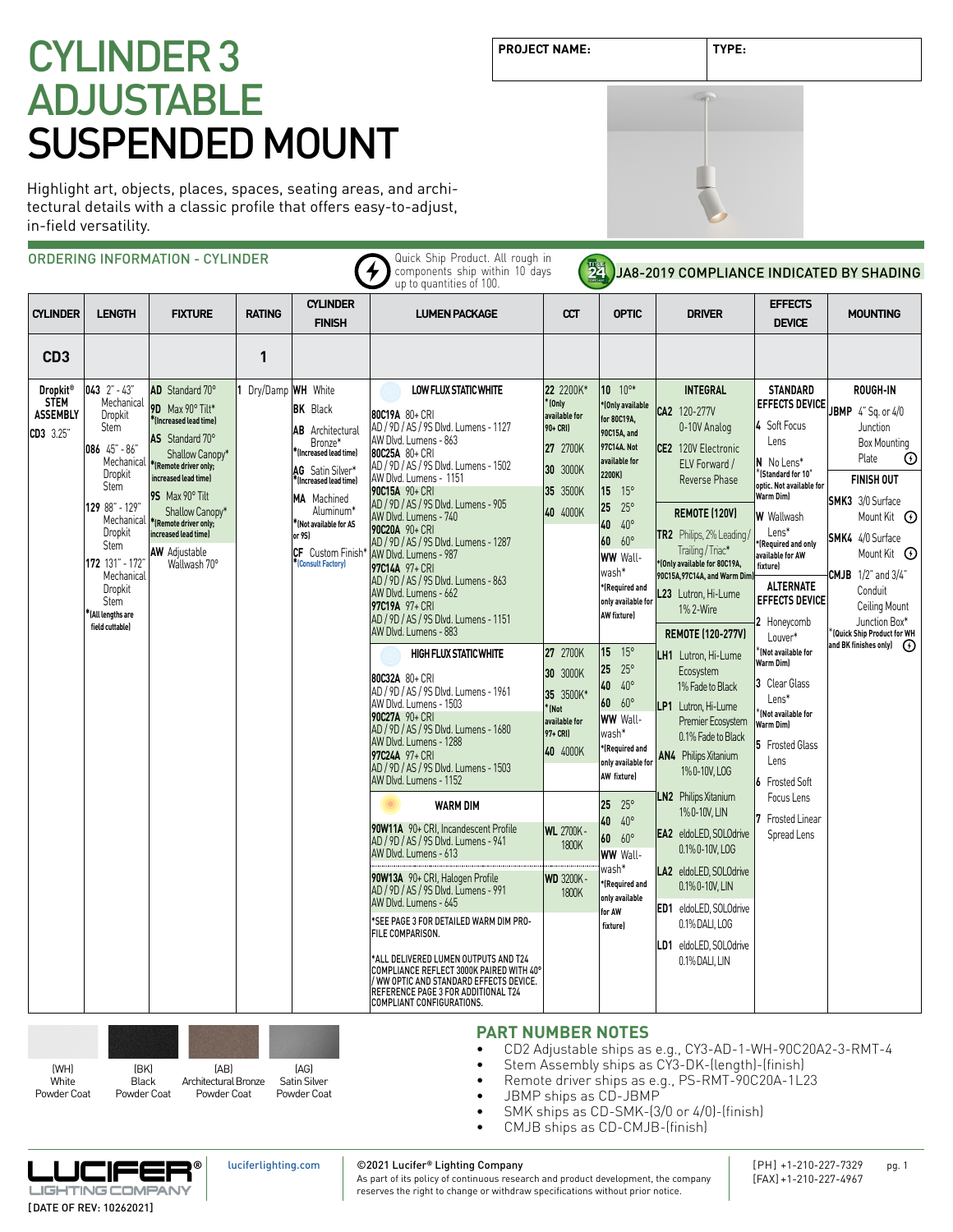# CYLINDER 3 ADJUSTABLE SUSPENDED MOUNT

| PROJECT NAME: | TYPE: |
|---|---|

Highlight art, objects, places, spaces, seating areas, and architectural details with a classic profile that offers easy-to-adjust, in-field versatility.

## ORDERING INFORMATION - CYLINDER

Quick Ship Product. All rough in components ship within 10 days up to quantities of 100.

JA8-2019 COMPLIANCE INDICATED BY SHADING

| CYLINDER | LENGTH | FIXTURE | RATING | CYLINDER FINISH | LUMEN PACKAGE | CCT | OPTIC | DRIVER | EFFECTS DEVICE | MOUNTING |
|---|---|---|---|---|---|---|---|---|---|---|
| CD3 | | | 1 | | | | | | | |
| Dropkit® STEM ASSEMBLY<br>CD3 3.25" | 043 2" - 43" Mechanical Dropkit Stem<br>086 45" - 86" Mechanical Dropkit Stem<br>129 88" - 129" Mechanical Dropkit Stem<br>172 131" - 172" Mechanical Dropkit Stem<br>*(All lengths are field cuttable) | AD Standard 70°<br>9D Max 90° Tilt* *(Increased lead time)<br>AS Standard 70° Shallow Canopy* *(Remote driver only; increased lead time)<br>9S Max 90° Tilt Shallow Canopy* *(Remote driver only; increased lead time)<br>AW Adjustable Wallwash 70° | 1 Dry/Damp | WH White<br>BK Black<br>AB Architectural Bronze* *(Increased lead time)<br>AG Satin Silver* *(Increased lead time)<br>MA Machined Aluminum* *(Not available for AS or 9S)<br>CF Custom Finish* *(Consult Factory) | **LOW FLUX STATIC WHITE**<br>80C19A 80+ CRI<br>AD / 9D / AS / 9S Dlvd. Lumens - 1127<br>AW Dlvd. Lumens - 863<br>80C25A 80+ CRI<br>AD / 9D / AS / 9S Dlvd. Lumens - 1502<br>AW Dlvd. Lumens - 1151<br>90C15A 90+ CRI<br>AD / 9D / AS / 9S Dlvd. Lumens - 905<br>AW Dlvd. Lumens - 740<br>90C20A 90+ CRI<br>AD / 9D / AS / 9S Dlvd. Lumens - 1287<br>AW Dlvd. Lumens - 987<br>97C14A 97+ CRI<br>AD / 9D / AS / 9S Dlvd. Lumens - 863<br>AW Dlvd. Lumens - 662<br>97C19A 97+ CRI<br>AD / 9D / AS / 9S Dlvd. Lumens - 1151<br>AW Dlvd. Lumens - 883 | 22 2200K* *(Only available for 90+ CRI)<br>27 2700K<br>30 3000K<br>35 3500K<br>40 4000K | 10 10°* *(Only available for 80C19A, 90C15A, and 97C14A. Not available for 2200K)<br>15 15°<br>25 25°<br>40 40°<br>60 60°<br>WW Wallwash* *(Required and only available for AW fixture) | **INTEGRAL**<br>CA2 120-277V 0-10V Analog<br>CE2 120V Electronic ELV Forward / Reverse Phase<br>**REMOTE (120V)**<br>TR2 Philips, 2% Leading / Trailing / Triac* *(Only available for 80C19A, 90C15A, 97C14A, and Warm Dim)<br>L23 Lutron, Hi-Lume 1% 2-Wire<br>**REMOTE (120-277V)**<br>LH1 Lutron, Hi-Lume Ecosystem 1% Fade to Black<br>LP1 Lutron, Hi-Lume Premier Ecosystem 0.1% Fade to Black<br>AN4 Philips Xitanium 1% 0-10V, LOG<br>LN2 Philips Xitanium 1% 0-10V, LIN<br>EA2 eldoLED, SOLOdrive 0.1% 0-10V, LOG<br>LA2 eldoLED, SOLOdrive 0.1% 0-10V, LIN<br>ED1 eldoLED, SOLOdrive 0.1% DALI, LOG<br>LD1 eldoLED, SOLOdrive 0.1% DALI, LIN | **STANDARD EFFECTS DEVICE**<br>4 Soft Focus Lens<br>N No Lens* *(Standard for 10° optic. Not available for Warm Dim)<br>W Wallwash Lens* *(Required and only available for AW fixture)<br>**ALTERNATE EFFECTS DEVICE**<br>2 Honeycomb Louver* *(Not available for Warm Dim)<br>3 Clear Glass Lens* *(Not available for Warm Dim)<br>5 Frosted Glass Lens<br>6 Frosted Soft Focus Lens<br>7 Frosted Linear Spread Lens | **ROUGH-IN**<br>JBMP 4" Sq. or 4/0 Junction Box Mounting Plate<br>**FINISH OUT**<br>SMK3 3/0 Surface Mount Kit<br>SMK4 4/0 Surface Mount Kit<br>CMJB 1/2" and 3/4" Conduit Ceiling Mount Junction Box* *(Quick Ship Product for WH and BK finishes only) |
| | | | | | **HIGH FLUX STATIC WHITE**<br>80C32A 80+ CRI<br>AD / 9D / AS / 9S Dlvd. Lumens - 1961<br>AW Dlvd. Lumens - 1503<br>90C27A 90+ CRI<br>AD / 9D / AS / 9S Dlvd. Lumens - 1680<br>AW Dlvd. Lumens - 1288<br>97C24A 97+ CRI<br>AD / 9D / AS / 9S Dlvd. Lumens - 1503<br>AW Dlvd. Lumens - 1152 | 27 2700K<br>30 3000K<br>35 3500K* *(Not available for 97+ CRI)<br>40 4000K | 15 15°<br>25 25°<br>40 40°<br>60 60°<br>WW Wallwash* *(Required and only available for AW fixture) | | | |
| | | | | | **WARM DIM**<br>90W11A 90+ CRI, Incandescent Profile<br>AD / 9D / AS / 9S Dlvd. Lumens - 941<br>AW Dlvd. Lumens - 613<br>90W13A 90+ CRI, Halogen Profile<br>AD / 9D / AS / 9S Dlvd. Lumens - 991<br>AW Dlvd. Lumens - 645<br>*SEE PAGE 3 FOR DETAILED WARM DIM PROFILE COMPARISON.<br>*ALL DELIVERED LUMEN OUTPUTS AND T24 COMPLIANCE REFLECT 3000K PAIRED WITH 40° / WW OPTIC AND STANDARD EFFECTS DEVICE. REFERENCE PAGE 3 FOR ADDITIONAL T24 COMPLIANT CONFIGURATIONS. | WL 2700K - 1800K<br>WD 3200K - 1800K | 25 25°<br>40 40°<br>60 60°<br>WW Wallwash* *(Required and only available for AW fixture) | | | |

(WH) White Powder Coat | (BK) Black Powder Coat | (AB) Architectural Bronze Powder Coat | (AG) Satin Silver Powder Coat

## PART NUMBER NOTES

- CD2 Adjustable ships as e.g., CY3-AD-1-WH-90C20A2-3-RMT-4
- Stem Assembly ships as CY3-DK-(length)-(finish)
- Remote driver ships as e.g., PS-RMT-90C20A-1L23
- JBMP ships as CD-JBMP
- SMK ships as CD-SMK-(3/0 or 4/0)-(finish)
- CMJB ships as CD-CMJB-(finish)

LUCIFER® LIGHTING COMPANY
[DATE OF REV: 10262021]

luciferlighting.com

©2021 Lucifer® Lighting Company
As part of its policy of continuous research and product development, the company reserves the right to change or withdraw specifications without prior notice.

[PH] +1-210-227-7329
[FAX] +1-210-227-4967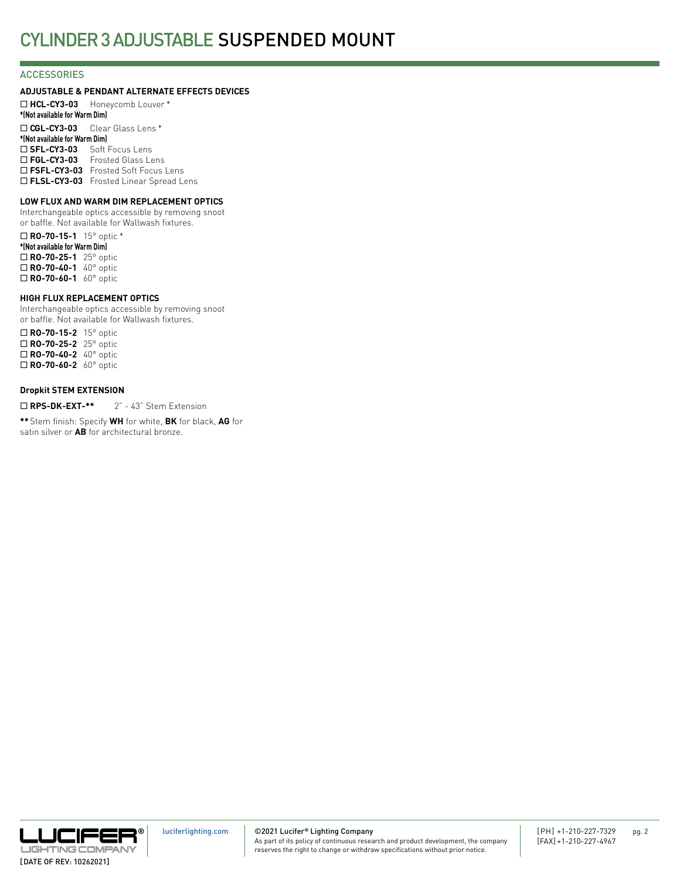# CYLINDER 3 ADJUSTABLE SUSPENDED MOUNT

## ACCESSORIES

### ADJUSTABLE & PENDANT ALTERNATE EFFECTS DEVICES

☐ **HCL-CY3-03** Honeycomb Louver *
***(Not available for Warm Dim)**

☐ **CGL-CY3-03** Clear Glass Lens *
***(Not available for Warm Dim)**

☐ **SFL-CY3-03** Soft Focus Lens

☐ **FGL-CY3-03** Frosted Glass Lens

☐ **FSFL-CY3-03** Frosted Soft Focus Lens

☐ **FLSL-CY3-03** Frosted Linear Spread Lens

### LOW FLUX AND WARM DIM REPLACEMENT OPTICS

Interchangeable optics accessible by removing snoot or baffle. Not available for Wallwash fixtures.

☐ **RO-70-15-1** 15° optic *
***(Not available for Warm Dim)**

☐ **RO-70-25-1** 25° optic

☐ **RO-70-40-1** 40° optic

☐ **RO-70-60-1** 60° optic

### HIGH FLUX REPLACEMENT OPTICS

Interchangeable optics accessible by removing snoot or baffle. Not available for Wallwash fixtures.

☐ **RO-70-15-2** 15° optic

☐ **RO-70-25-2** 25° optic

☐ **RO-70-40-2** 40° optic

☐ **RO-70-60-2** 60° optic

### Dropkit STEM EXTENSION

☐ **RPS-DK-EXT-**** 2" - 43" Stem Extension

**** Stem finish: Specify **WH** for white, **BK** for black, **AG** for satin silver or **AB** for architectural bronze.

LUCIFER® LIGHTING COMPANY

[DATE OF REV: 10262021]

luciferlighting.com

©2021 Lucifer® Lighting Company
As part of its policy of continuous research and product development, the company reserves the right to change or withdraw specifications without prior notice.

[PH] +1-210-227-7329
[FAX] +1-210-227-4967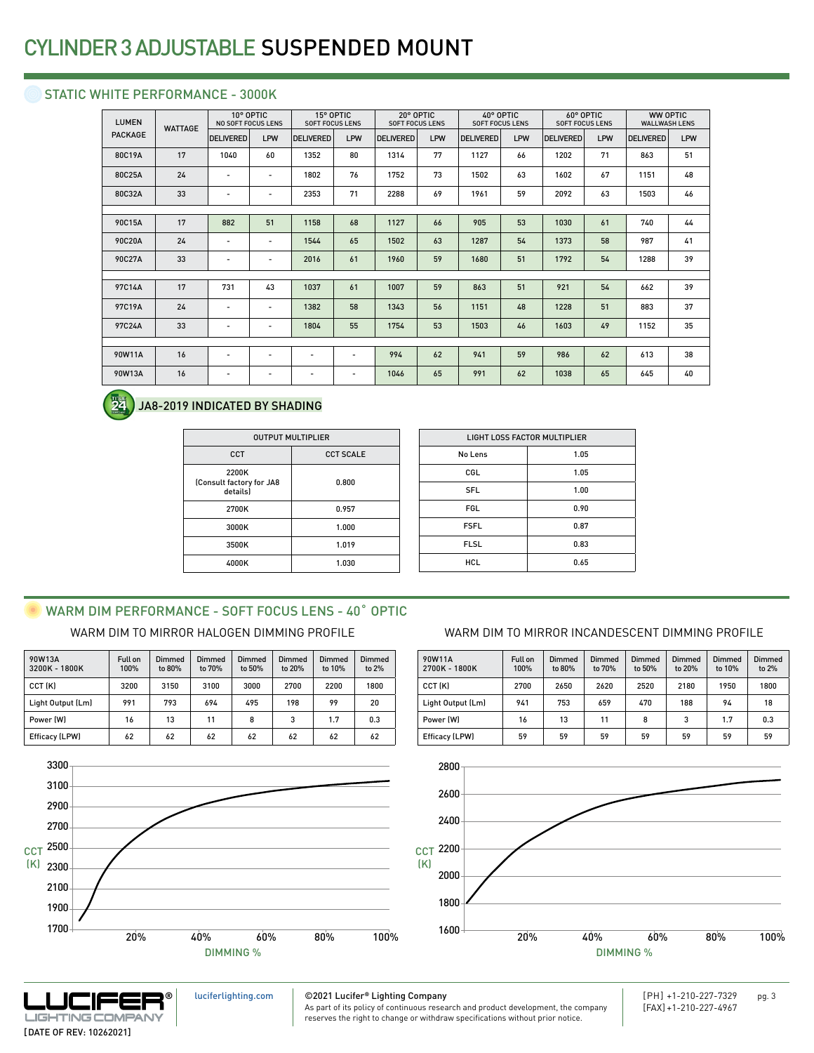# CYLINDER 3 ADJUSTABLE SUSPENDED MOUNT

## STATIC WHITE PERFORMANCE - 3000K

| LUMEN PACKAGE | WATTAGE | 10° OPTIC NO SOFT FOCUS LENS | | 15° OPTIC SOFT FOCUS LENS | | 20° OPTIC SOFT FOCUS LENS | | 40° OPTIC SOFT FOCUS LENS | | 60° OPTIC SOFT FOCUS LENS | | WW OPTIC WALLWASH LENS | |
|---|---|---|---|---|---|---|---|---|---|---|---|---|---|
| | | DELIVERED | LPW | DELIVERED | LPW | DELIVERED | LPW | DELIVERED | LPW | DELIVERED | LPW | DELIVERED | LPW |
| 80C19A | 17 | 1040 | 60 | 1352 | 80 | 1314 | 77 | 1127 | 66 | 1202 | 71 | 863 | 51 |
| 80C25A | 24 | - | - | 1802 | 76 | 1752 | 73 | 1502 | 63 | 1602 | 67 | 1151 | 48 |
| 80C32A | 33 | - | - | 2353 | 71 | 2288 | 69 | 1961 | 59 | 2092 | 63 | 1503 | 46 |
| 90C15A | 17 | 882 | 51 | 1158 | 68 | 1127 | 66 | 905 | 53 | 1030 | 61 | 740 | 44 |
| 90C20A | 24 | - | - | 1544 | 65 | 1502 | 63 | 1287 | 54 | 1373 | 58 | 987 | 41 |
| 90C27A | 33 | - | - | 2016 | 61 | 1960 | 59 | 1680 | 51 | 1792 | 54 | 1288 | 39 |
| 97C14A | 17 | 731 | 43 | 1037 | 61 | 1007 | 59 | 863 | 51 | 921 | 54 | 662 | 39 |
| 97C19A | 24 | - | - | 1382 | 58 | 1343 | 56 | 1151 | 48 | 1228 | 51 | 883 | 37 |
| 97C24A | 33 | - | - | 1804 | 55 | 1754 | 53 | 1503 | 46 | 1603 | 49 | 1152 | 35 |
| 90W11A | 16 | - | - | - | - | 994 | 62 | 941 | 59 | 986 | 62 | 613 | 38 |
| 90W13A | 16 | - | - | - | - | 1046 | 65 | 991 | 62 | 1038 | 65 | 645 | 40 |

JA8-2019 INDICATED BY SHADING

| OUTPUT MULTIPLIER | |
|---|---|
| CCT | CCT SCALE |
| 2200K (Consult factory for JA8 details) | 0.800 |
| 2700K | 0.957 |
| 3000K | 1.000 |
| 3500K | 1.019 |
| 4000K | 1.030 |

| LIGHT LOSS FACTOR MULTIPLIER | |
|---|---|
| No Lens | 1.05 |
| CGL | 1.05 |
| SFL | 1.00 |
| FGL | 0.90 |
| FSFL | 0.87 |
| FLSL | 0.83 |
| HCL | 0.65 |

## WARM DIM PERFORMANCE - SOFT FOCUS LENS - 40° OPTIC

### WARM DIM TO MIRROR HALOGEN DIMMING PROFILE

| 90W13A 3200K - 1800K | Full on 100% | Dimmed to 80% | Dimmed to 70% | Dimmed to 50% | Dimmed to 20% | Dimmed to 10% | Dimmed to 2% |
|---|---|---|---|---|---|---|---|
| CCT (K) | 3200 | 3150 | 3100 | 3000 | 2700 | 2200 | 1800 |
| Light Output (Lm) | 991 | 793 | 694 | 495 | 198 | 99 | 20 |
| Power (W) | 16 | 13 | 11 | 8 | 3 | 1.7 | 0.3 |
| Efficacy (LPW) | 62 | 62 | 62 | 62 | 62 | 62 | 62 |

### WARM DIM TO MIRROR INCANDESCENT DIMMING PROFILE

| 90W11A 2700K - 1800K | Full on 100% | Dimmed to 80% | Dimmed to 70% | Dimmed to 50% | Dimmed to 20% | Dimmed to 10% | Dimmed to 2% |
|---|---|---|---|---|---|---|---|
| CCT (K) | 2700 | 2650 | 2620 | 2520 | 2180 | 1950 | 1800 |
| Light Output (Lm) | 941 | 753 | 659 | 470 | 188 | 94 | 18 |
| Power (W) | 16 | 13 | 11 | 8 | 3 | 1.7 | 0.3 |
| Efficacy (LPW) | 59 | 59 | 59 | 59 | 59 | 59 | 59 |

CCT (K) vs. DIMMING %

CCT (K) vs. DIMMING %

luciferlighting.com

©2021 Lucifer® Lighting Company
As part of its policy of continuous research and product development, the company reserves the right to change or withdraw specifications without prior notice.

[PH] +1-210-227-7329
[FAX] +1-210-227-4967

[DATE OF REV: 10262021]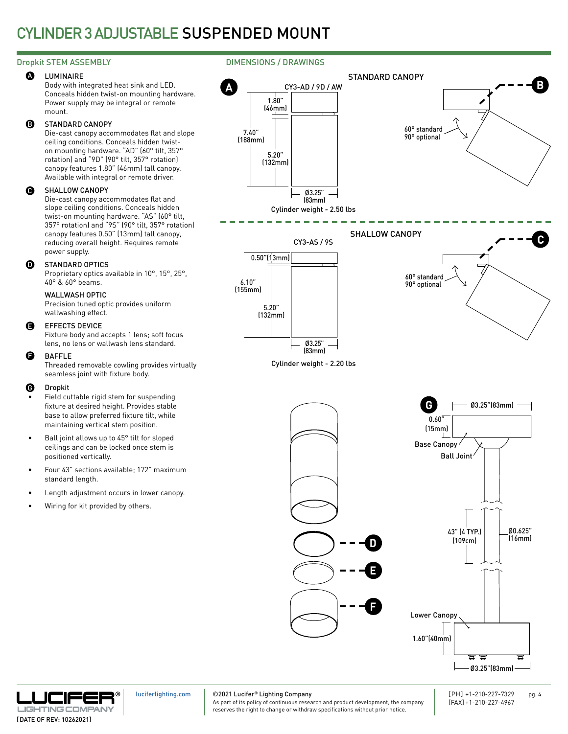# CYLINDER 3 ADJUSTABLE SUSPENDED MOUNT

## Dropkit STEM ASSEMBLY

**A** LUMINAIRE
Body with integrated heat sink and LED. Conceals hidden twist-on mounting hardware. Power supply may be integral or remote mount.

**B** STANDARD CANOPY
Die-cast canopy accommodates flat and slope ceiling conditions. Conceals hidden twist-on mounting hardware. "AD" (60° tilt, 357° rotation) and "9D" (90° tilt, 357° rotation) canopy features 1.80" (46mm) tall canopy. Available with integral or remote driver.

**C** SHALLOW CANOPY
Die-cast canopy accommodates flat and slope ceiling conditions. Conceals hidden twist-on mounting hardware. "AS" (60° tilt, 357° rotation) and "9S" (90° tilt, 357° rotation) canopy features 0.50" (13mm) tall canopy, reducing overall height. Requires remote power supply.

**D** STANDARD OPTICS
Proprietary optics available in 10°, 15°, 25°, 40° & 60° beams.

WALLWASH OPTIC
Precision tuned optic provides uniform wallwashing effect.

**E** EFFECTS DEVICE
Fixture body and accepts 1 lens; soft focus lens, no lens or wallwash lens standard.

**F** BAFFLE
Threaded removable cowling provides virtually seamless joint with fixture body.

**G** Dropkit

- Field cuttable rigid stem for suspending fixture at desired height. Provides stable base to allow preferred fixture tilt, while maintaining vertical stem position.
- Ball joint allows up to 45° tilt for sloped ceilings and can be locked once stem is positioned vertically.
- Four 43" sections available; 172" maximum standard length.
- Length adjustment occurs in lower canopy.
- Wiring for kit provided by others.

## DIMENSIONS / DRAWINGS

### STANDARD CANOPY

**A** CY3-AD / 9D / AW

1.80" (46mm)
7.40" (188mm)
5.20" (132mm)
Ø3.25" (83mm)

Cylinder weight - 2.50 lbs

**B** 60° standard, 90° optional

### SHALLOW CANOPY

CY3-AS / 9S

0.50" (13mm)
6.10" (155mm)
5.20" (132mm)
Ø3.25" (83mm)

Cylinder weight - 2.20 lbs

**C** 60° standard, 90° optional

**D** **E** **F**

**G**
Ø3.25" (83mm)
0.60" (15mm)
Base Canopy
Ball Joint
43" (4 TYP.) (109cm)
Ø0.625" (16mm)
Lower Canopy
1.60" (40mm)
Ø3.25" (83mm)

[DATE OF REV: 10262021]

luciferlighting.com

©2021 Lucifer® Lighting Company
As part of its policy of continuous research and product development, the company reserves the right to change or withdraw specifications without prior notice.

[PH] +1-210-227-7329
[FAX] +1-210-227-4967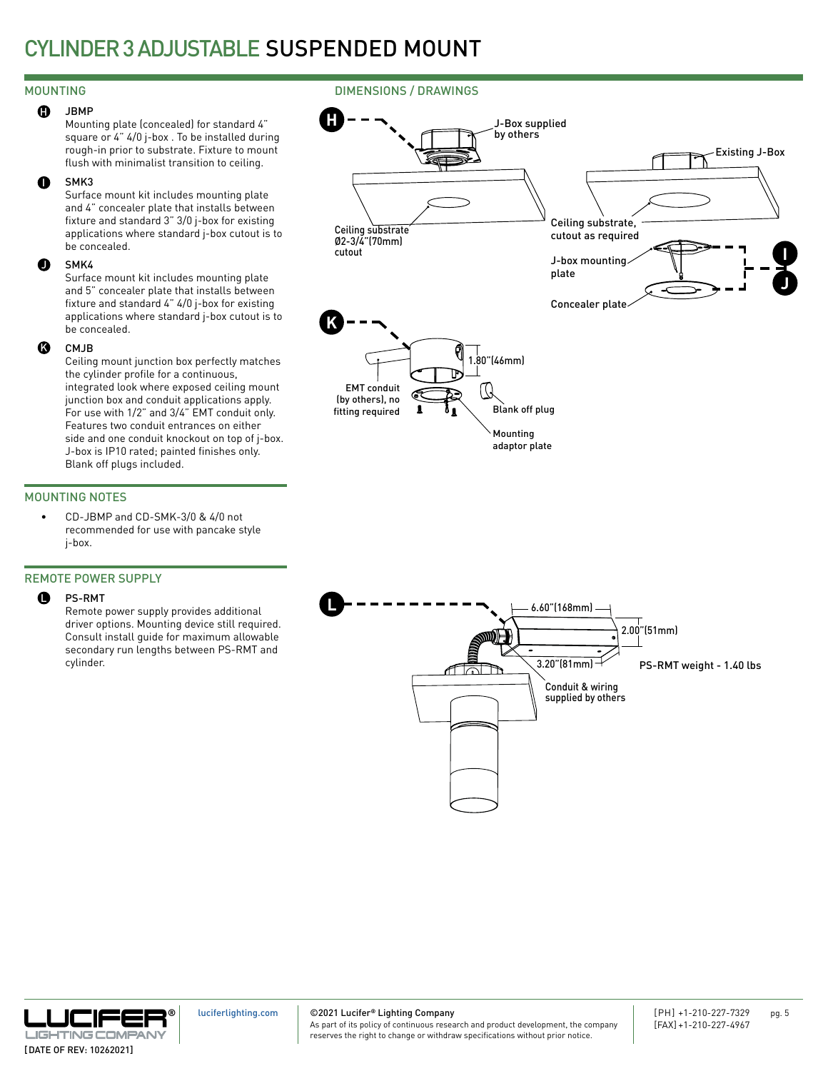# CYLINDER 3 ADJUSTABLE SUSPENDED MOUNT

## MOUNTING

**H** JBMP
Mounting plate (concealed) for standard 4" square or 4" 4/0 j-box . To be installed during rough-in prior to substrate. Fixture to mount flush with minimalist transition to ceiling.

**I** SMK3
Surface mount kit includes mounting plate and 4" concealer plate that installs between fixture and standard 3" 3/0 j-box for existing applications where standard j-box cutout is to be concealed.

**J** SMK4
Surface mount kit includes mounting plate and 5" concealer plate that installs between fixture and standard 4" 4/0 j-box for existing applications where standard j-box cutout is to be concealed.

**K** CMJB
Ceiling mount junction box perfectly matches the cylinder profile for a continuous, integrated look where exposed ceiling mount junction box and conduit applications apply. For use with 1/2" and 3/4" EMT conduit only. Features two conduit entrances on either side and one conduit knockout on top of j-box. J-box is IP10 rated; painted finishes only. Blank off plugs included.

## MOUNTING NOTES

- CD-JBMP and CD-SMK-3/0 & 4/0 not recommended for use with pancake style j-box.

## REMOTE POWER SUPPLY

**L** PS-RMT
Remote power supply provides additional driver options. Mounting device still required. Consult install guide for maximum allowable secondary run lengths between PS-RMT and cylinder.

## DIMENSIONS / DRAWINGS

H: J-Box supplied by others; Ceiling substrate Ø2-3/4"(70mm) cutout

I / J: Existing J-Box; Ceiling substrate, cutout as required; J-box mounting plate; Concealer plate

K: 1.80"(46mm); EMT conduit (by others), no fitting required; Blank off plug; Mounting adaptor plate

L: 6.60"(168mm); 2.00"(51mm); 3.20"(81mm); PS-RMT weight - 1.40 lbs; Conduit & wiring supplied by others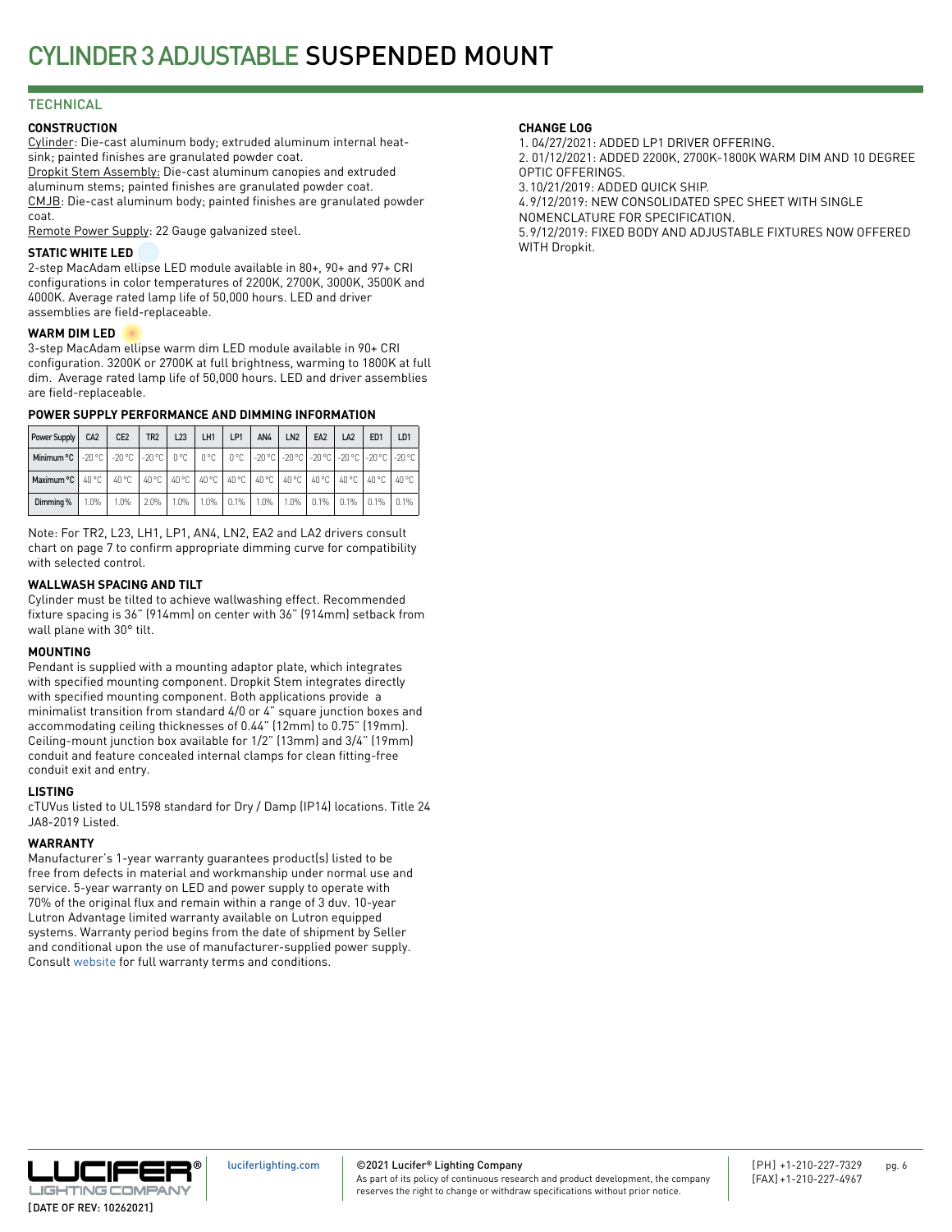# CYLINDER 3 ADJUSTABLE SUSPENDED MOUNT

## TECHNICAL

### CONSTRUCTION

Cylinder: Die-cast aluminum body; extruded aluminum internal heat-sink; painted finishes are granulated powder coat.
Dropkit Stem Assembly: Die-cast aluminum canopies and extruded aluminum stems; painted finishes are granulated powder coat.
CMJB: Die-cast aluminum body; painted finishes are granulated powder coat.
Remote Power Supply: 22 Gauge galvanized steel.

### STATIC WHITE LED

2-step MacAdam ellipse LED module available in 80+, 90+ and 97+ CRI configurations in color temperatures of 2200K, 2700K, 3000K, 3500K and 4000K. Average rated lamp life of 50,000 hours. LED and driver assemblies are field-replaceable.

### WARM DIM LED

3-step MacAdam ellipse warm dim LED module available in 90+ CRI configuration. 3200K or 2700K at full brightness, warming to 1800K at full dim. Average rated lamp life of 50,000 hours. LED and driver assemblies are field-replaceable.

### POWER SUPPLY PERFORMANCE AND DIMMING INFORMATION

| Power Supply | CA2 | CE2 | TR2 | L23 | LH1 | LP1 | AN4 | LN2 | EA2 | LA2 | ED1 | LD1 |
|---|---|---|---|---|---|---|---|---|---|---|---|---|
| Minimum °C | -20 °C | -20 °C | -20 °C | 0 °C | 0 °C | 0 °C | -20 °C | -20 °C | -20 °C | -20 °C | -20 °C | -20 °C |
| Maximum °C | 40 °C | 40 °C | 40 °C | 40 °C | 40 °C | 40 °C | 40 °C | 40 °C | 40 °C | 40 °C | 40 °C | 40 °C |
| Dimming % | 1.0% | 1.0% | 2.0% | 1.0% | 1.0% | 0.1% | 1.0% | 1.0% | 0.1% | 0.1% | 0.1% | 0.1% |

Note: For TR2, L23, LH1, LP1, AN4, LN2, EA2 and LA2 drivers consult chart on page 7 to confirm appropriate dimming curve for compatibility with selected control.

### WALLWASH SPACING AND TILT

Cylinder must be tilted to achieve wallwashing effect. Recommended fixture spacing is 36" (914mm) on center with 36" (914mm) setback from wall plane with 30° tilt.

### MOUNTING

Pendant is supplied with a mounting adaptor plate, which integrates with specified mounting component. Dropkit Stem integrates directly with specified mounting component. Both applications provide a minimalist transition from standard 4/0 or 4" square junction boxes and accommodating ceiling thicknesses of 0.44" (12mm) to 0.75" (19mm). Ceiling-mount junction box available for 1/2" (13mm) and 3/4" (19mm) conduit and feature concealed internal clamps for clean fitting-free conduit exit and entry.

### LISTING

cTUVus listed to UL1598 standard for Dry / Damp (IP14) locations. Title 24 JA8-2019 Listed.

### WARRANTY

Manufacturer's 1-year warranty guarantees product(s) listed to be free from defects in material and workmanship under normal use and service. 5-year warranty on LED and power supply to operate with 70% of the original flux and remain within a range of 3 duv. 10-year Lutron Advantage limited warranty available on Lutron equipped systems. Warranty period begins from the date of shipment by Seller and conditional upon the use of manufacturer-supplied power supply. Consult website for full warranty terms and conditions.

### CHANGE LOG

1. 04/27/2021: ADDED LP1 DRIVER OFFERING.
2. 01/12/2021: ADDED 2200K, 2700K-1800K WARM DIM AND 10 DEGREE OPTIC OFFERINGS.
3. 10/21/2019: ADDED QUICK SHIP.
4. 9/12/2019: NEW CONSOLIDATED SPEC SHEET WITH SINGLE NOMENCLATURE FOR SPECIFICATION.
5. 9/12/2019: FIXED BODY AND ADJUSTABLE FIXTURES NOW OFFERED WITH Dropkit.

LUCIFER® LIGHTING COMPANY
[DATE OF REV: 10262021]

luciferlighting.com

©2021 Lucifer® Lighting Company
As part of its policy of continuous research and product development, the company reserves the right to change or withdraw specifications without prior notice.

[PH] +1-210-227-7329
[FAX] +1-210-227-4967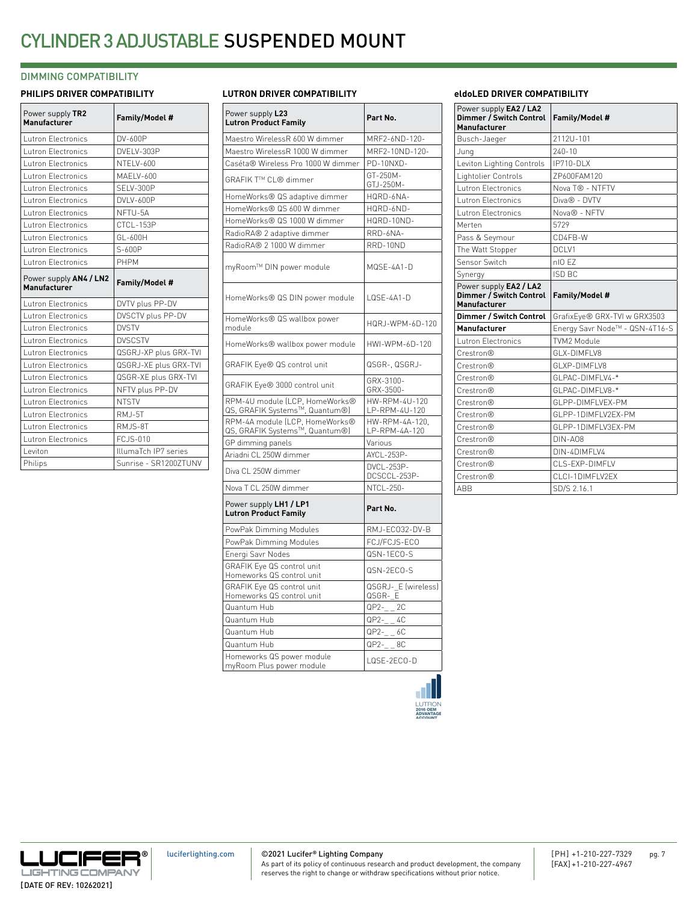# CYLINDER 3 ADJUSTABLE SUSPENDED MOUNT

## DIMMING COMPATIBILITY

### PHILIPS DRIVER COMPATIBILITY

| Power supply **TR2** Manufacturer | Family/Model # |
|---|---|
| Lutron Electronics | DV-600P |
| Lutron Electronics | DVELV-303P |
| Lutron Electronics | NTELV-600 |
| Lutron Electronics | MAELV-600 |
| Lutron Electronics | SELV-300P |
| Lutron Electronics | DVLV-600P |
| Lutron Electronics | NFTU-5A |
| Lutron Electronics | CTCL-153P |
| Lutron Electronics | GL-600H |
| Lutron Electronics | S-600P |
| Lutron Electronics | PHPM |
| **Power supply AN4 / LN2 Manufacturer** | **Family/Model #** |
| Lutron Electronics | DVTV plus PP-DV |
| Lutron Electronics | DVSCTV plus PP-DV |
| Lutron Electronics | DVSTV |
| Lutron Electronics | DVSCSTV |
| Lutron Electronics | QSGRJ-XP plus GRX-TVI |
| Lutron Electronics | QSGRJ-XE plus GRX-TVI |
| Lutron Electronics | QSGR-XE plus GRX-TVI |
| Lutron Electronics | NFTV plus PP-DV |
| Lutron Electronics | NTSTV |
| Lutron Electronics | RMJ-5T |
| Lutron Electronics | RMJS-8T |
| Lutron Electronics | FCJS-010 |
| Leviton | IllumaTch IP7 series |
| Philips | Sunrise - SR1200ZTUNV |

### LUTRON DRIVER COMPATIBILITY

| Power supply **L23** Lutron Product Family | Part No. |
|---|---|
| Maestro WirelessR 600 W dimmer | MRF2-6ND-120- |
| Maestro WirelessR 1000 W dimmer | MRF2-10ND-120- |
| Caséta® Wireless Pro 1000 W dimmer | PD-10NXD- |
| GRAFIK T™ CL® dimmer | GT-250M- GTJ-250M- |
| HomeWorks® QS adaptive dimmer | HQRD-6NA- |
| HomeWorks® QS 600 W dimmer | HQRD-6ND- |
| HomeWorks® QS 1000 W dimmer | HQRD-10ND- |
| RadioRA® 2 adaptive dimmer | RRD-6NA- |
| RadioRA® 2 1000 W dimmer | RRD-10ND |
| myRoom™ DIN power module | MQSE-4A1-D |
| HomeWorks® QS DIN power module | LQSE-4A1-D |
| HomeWorks® QS wallbox power module | HQRJ-WPM-6D-120 |
| HomeWorks® wallbox power module | HWI-WPM-6D-120 |
| GRAFIK Eye® QS control unit | QSGR-, QSGRJ- |
| GRAFIK Eye® 3000 control unit | GRX-3100- GRX-3500- |
| RPM-4U module (LCP, HomeWorks® QS, GRAFIK Systems™, Quantum®) | HW-RPM-4U-120 LP-RPM-4U-120 |
| RPM-4A module (LCP, HomeWorks® QS, GRAFIK Systems™, Quantum®) | HW-RPM-4A-120, LP-RPM-4A-120 |
| GP dimming panels | Various |
| Ariadni CL 250W dimmer | AYCL-253P- |
| Diva CL 250W dimmer | DVCL-253P- DCSCCL-253P- |
| Nova T CL 250W dimmer | NTCL-250- |
| **Power supply LH1 / LP1 Lutron Product Family** | **Part No.** |
| PowPak Dimming Modules | RMJ-ECO32-DV-B |
| PowPak Dimming Modules | FCJ/FCJS-ECO |
| Energi Savr Nodes | QSN-1ECO-S |
| GRAFIK Eye QS control unit Homeworks QS control unit | QSN-2ECO-S |
| GRAFIK Eye QS control unit Homeworks QS control unit | QSGRJ-_E (wireless) QSGR-_E |
| Quantum Hub | QP2-_ _ 2C |
| Quantum Hub | QP2-_ _ 4C |
| Quantum Hub | QP2-_ _ 6C |
| Quantum Hub | QP2-_ _ 8C |
| Homeworks QS power module myRoom Plus power module | LQSE-2ECO-D |

LUTRON 2016 OEM ADVANTAGE ACCOUNT

### eldoLED DRIVER COMPATIBILITY

| Power supply **EA2 / LA2** Dimmer / Switch Control Manufacturer | Family/Model # |
|---|---|
| Busch-Jaeger | 2112U-101 |
| Jung | 240-10 |
| Leviton Lighting Controls | IP710-DLX |
| Lightolier Controls | ZP600FAM120 |
| Lutron Electronics | Nova T® - NTFTV |
| Lutron Electronics | Diva® - DVTV |
| Lutron Electronics | Nova® - NFTV |
| Merten | 5729 |
| Pass & Seymour | CD4FB-W |
| The Watt Stopper | DCLV1 |
| Sensor Switch | nIO EZ |
| Synergy | ISD BC |
| **Power supply EA2 / LA2 Dimmer / Switch Control Manufacturer** | **Family/Model #** |
| **Dimmer / Switch Control** | GrafixEye® GRX-TVI w GRX3503 |
| **Manufacturer** | Energy Savr Node™ - QSN-4T16-S |
| Lutron Electronics | TVM2 Module |
| Crestron® | GLX-DIMFLV8 |
| Crestron® | GLXP-DIMFLV8 |
| Crestron® | GLPAC-DIMFLV4-* |
| Crestron® | GLPAC-DIMFLV8-* |
| Crestron® | GLPP-DIMFLVEX-PM |
| Crestron® | GLPP-1DIMFLV2EX-PM |
| Crestron® | GLPP-1DIMFLV3EX-PM |
| Crestron® | DIN-AO8 |
| Crestron® | DIN-4DIMFLV4 |
| Crestron® | CLS-EXP-DIMFLV |
| Crestron® | CLCI-1DIMFLV2EX |
| ABB | SD/S 2.16.1 |

LUCIFER® LIGHTING COMPANY

[DATE OF REV: 10262021]

luciferlighting.com

©2021 Lucifer® Lighting Company
As part of its policy of continuous research and product development, the company reserves the right to change or withdraw specifications without prior notice.

[PH] +1-210-227-7329
[FAX] +1-210-227-4967